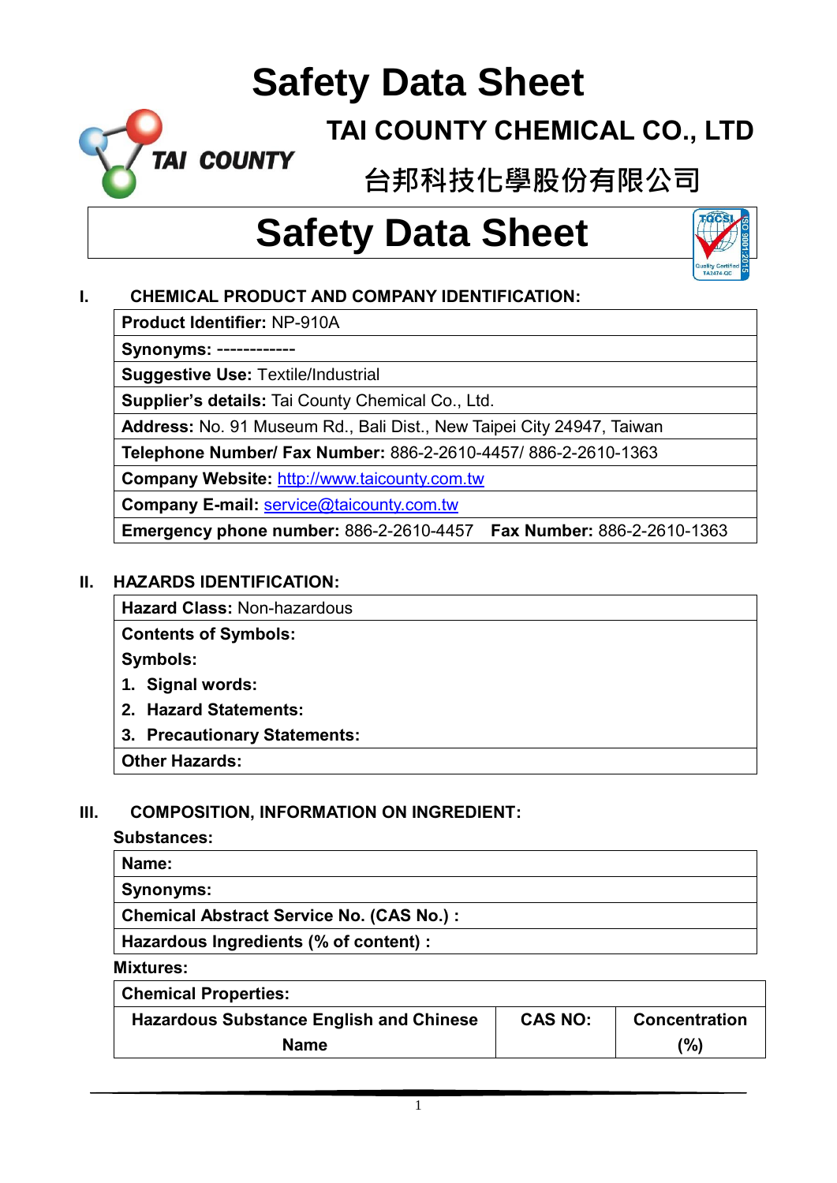# Safety Data Sheet

## TAI COUNTY CHEMICAL CO., LTD

## 台邦科技化學股份有限公司

# Safety Data Sheet

### I. CHEMICAL PRODUCT AND COMPANY IDENTIFICATION:

| **Product Identifier:** NP-910A |
|---|
| **Synonyms:** ------------ |
| **Suggestive Use:** Textile/Industrial |
| **Supplier's details:** Tai County Chemical Co., Ltd. |
| **Address:** No. 91 Museum Rd., Bali Dist., New Taipei City 24947, Taiwan |
| **Telephone Number/ Fax Number:** 886-2-2610-4457/ 886-2-2610-1363 |
| **Company Website:** http://www.taicounty.com.tw |
| **Company E-mail:** service@taicounty.com.tw |
| **Emergency phone number:** 886-2-2610-4457 **Fax Number:** 886-2-2610-1363 |

### II. HAZARDS IDENTIFICATION:

| **Hazard Class:** Non-hazardous |
|---|
| **Contents of Symbols:**<br>**Symbols:**<br>1. **Signal words:**<br>2. **Hazard Statements:**<br>3. **Precautionary Statements:** |
| **Other Hazards:** |

### III. COMPOSITION, INFORMATION ON INGREDIENT:

**Substances:**

| **Name:** |
|---|
| **Synonyms:** |
| **Chemical Abstract Service No. (CAS No.) :** |
| **Hazardous Ingredients (% of content) :** |

**Mixtures:**

| **Chemical Properties:** | | |
|---|---|---|
| **Hazardous Substance English and Chinese Name** | **CAS NO:** | **Concentration (%)** |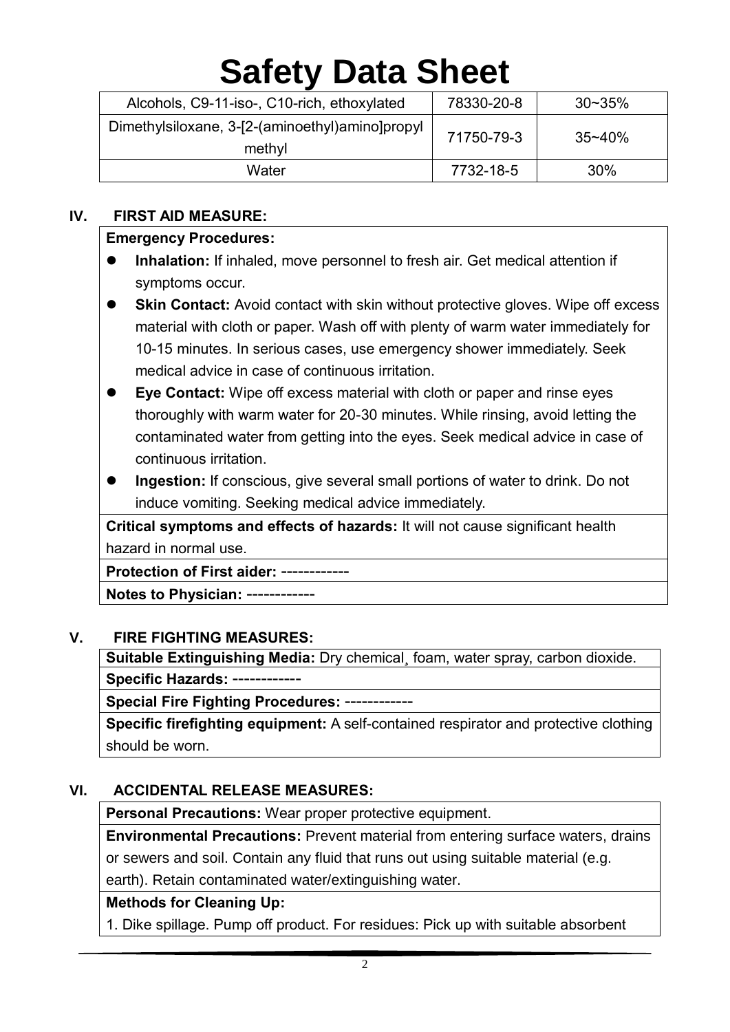# Safety Data Sheet

| Alcohols, C9-11-iso-, C10-rich, ethoxylated | 78330-20-8 | 30~35% |
|---|---|---|
| Dimethylsiloxane, 3-[2-(aminoethyl)amino]propyl methyl | 71750-79-3 | 35~40% |
| Water | 7732-18-5 | 30% |

## IV. FIRST AID MEASURE:

**Emergency Procedures:**

- **Inhalation:** If inhaled, move personnel to fresh air. Get medical attention if symptoms occur.
- **Skin Contact:** Avoid contact with skin without protective gloves. Wipe off excess material with cloth or paper. Wash off with plenty of warm water immediately for 10-15 minutes. In serious cases, use emergency shower immediately. Seek medical advice in case of continuous irritation.
- **Eye Contact:** Wipe off excess material with cloth or paper and rinse eyes thoroughly with warm water for 20-30 minutes. While rinsing, avoid letting the contaminated water from getting into the eyes. Seek medical advice in case of continuous irritation.
- **Ingestion:** If conscious, give several small portions of water to drink. Do not induce vomiting. Seeking medical advice immediately.

**Critical symptoms and effects of hazards:** It will not cause significant health hazard in normal use.

**Protection of First aider:** ------------

**Notes to Physician:** ------------

## V. FIRE FIGHTING MEASURES:

**Suitable Extinguishing Media:** Dry chemical¸ foam, water spray, carbon dioxide.

**Specific Hazards:** ------------

**Special Fire Fighting Procedures:** ------------

**Specific firefighting equipment:** A self-contained respirator and protective clothing should be worn.

## VI. ACCIDENTAL RELEASE MEASURES:

**Personal Precautions:** Wear proper protective equipment.

**Environmental Precautions:** Prevent material from entering surface waters, drains or sewers and soil. Contain any fluid that runs out using suitable material (e.g. earth). Retain contaminated water/extinguishing water.

**Methods for Cleaning Up:**

1. Dike spillage. Pump off product. For residues: Pick up with suitable absorbent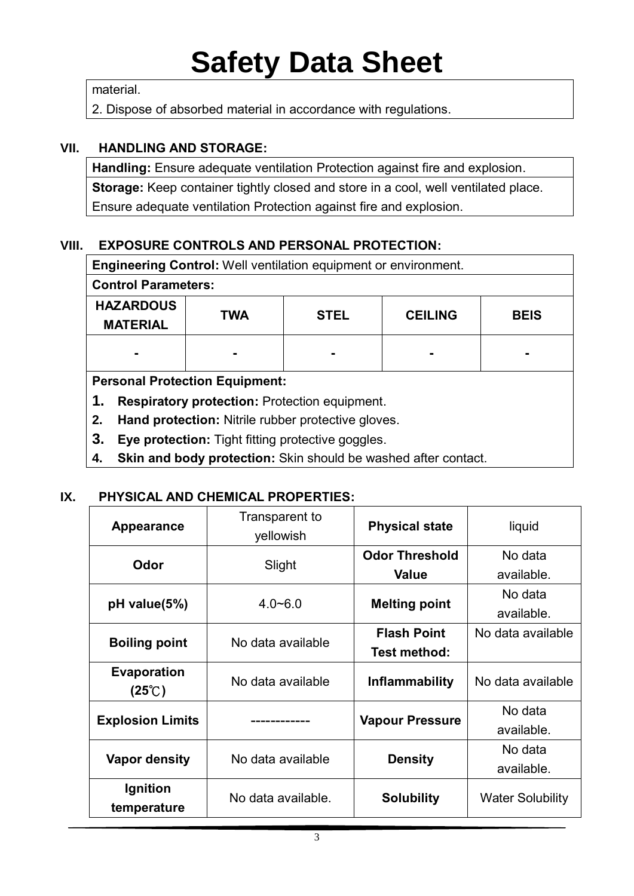# Safety Data Sheet

material.

2. Dispose of absorbed material in accordance with regulations.

## VII. HANDLING AND STORAGE:

**Handling:** Ensure adequate ventilation Protection against fire and explosion.

**Storage:** Keep container tightly closed and store in a cool, well ventilated place. Ensure adequate ventilation Protection against fire and explosion.

## VIII. EXPOSURE CONTROLS AND PERSONAL PROTECTION:

**Engineering Control:** Well ventilation equipment or environment.

**Control Parameters:**

| HAZARDOUS MATERIAL | TWA | STEL | CEILING | BEIS |
|---|---|---|---|---|
| - | - | - | - | - |

**Personal Protection Equipment:**

1. **Respiratory protection:** Protection equipment.
2. **Hand protection:** Nitrile rubber protective gloves.
3. **Eye protection:** Tight fitting protective goggles.
4. **Skin and body protection:** Skin should be washed after contact.

## IX. PHYSICAL AND CHEMICAL PROPERTIES:

| **Appearance** | Transparent to yellowish | **Physical state** | liquid |
|---|---|---|---|
| **Odor** | Slight | **Odor Threshold Value** | No data available. |
| **pH value(5%)** | 4.0~6.0 | **Melting point** | No data available. |
| **Boiling point** | No data available | **Flash Point Test method:** | No data available |
| **Evaporation (25℃)** | No data available | **Inflammability** | No data available |
| **Explosion Limits** | ------------ | **Vapour Pressure** | No data available. |
| **Vapor density** | No data available | **Density** | No data available. |
| **Ignition temperature** | No data available. | **Solubility** | Water Solubility |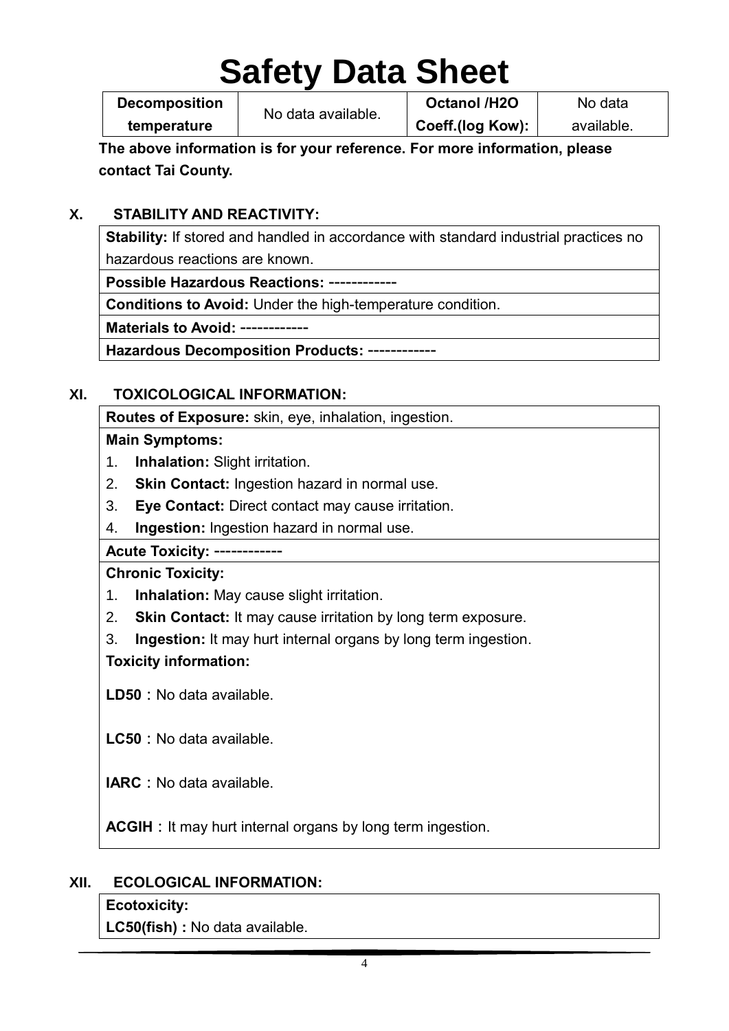# Safety Data Sheet

| Decomposition temperature | No data available. | Octanol /H2O Coeff.(log Kow): | No data available. |
|---|---|---|---|

**The above information is for your reference. For more information, please contact Tai County.**

## X. STABILITY AND REACTIVITY:

| **Stability:** If stored and handled in accordance with standard industrial practices no hazardous reactions are known. |
|---|
| **Possible Hazardous Reactions:** ------------ |
| **Conditions to Avoid:** Under the high-temperature condition. |
| **Materials to Avoid:** ------------ |
| **Hazardous Decomposition Products:** ------------ |

## XI. TOXICOLOGICAL INFORMATION:

**Routes of Exposure:** skin, eye, inhalation, ingestion.

**Main Symptoms:**

1. **Inhalation:** Slight irritation.
2. **Skin Contact:** Ingestion hazard in normal use.
3. **Eye Contact:** Direct contact may cause irritation.
4. **Ingestion:** Ingestion hazard in normal use.

**Acute Toxicity:** ------------

**Chronic Toxicity:**

1. **Inhalation:** May cause slight irritation.
2. **Skin Contact:** It may cause irritation by long term exposure.
3. **Ingestion:** It may hurt internal organs by long term ingestion.

**Toxicity information:**

**LD50**：No data available.

**LC50**：No data available.

**IARC**：No data available.

**ACGIH**：It may hurt internal organs by long term ingestion.

## XII. ECOLOGICAL INFORMATION:

**Ecotoxicity:**

**LC50(fish) :** No data available.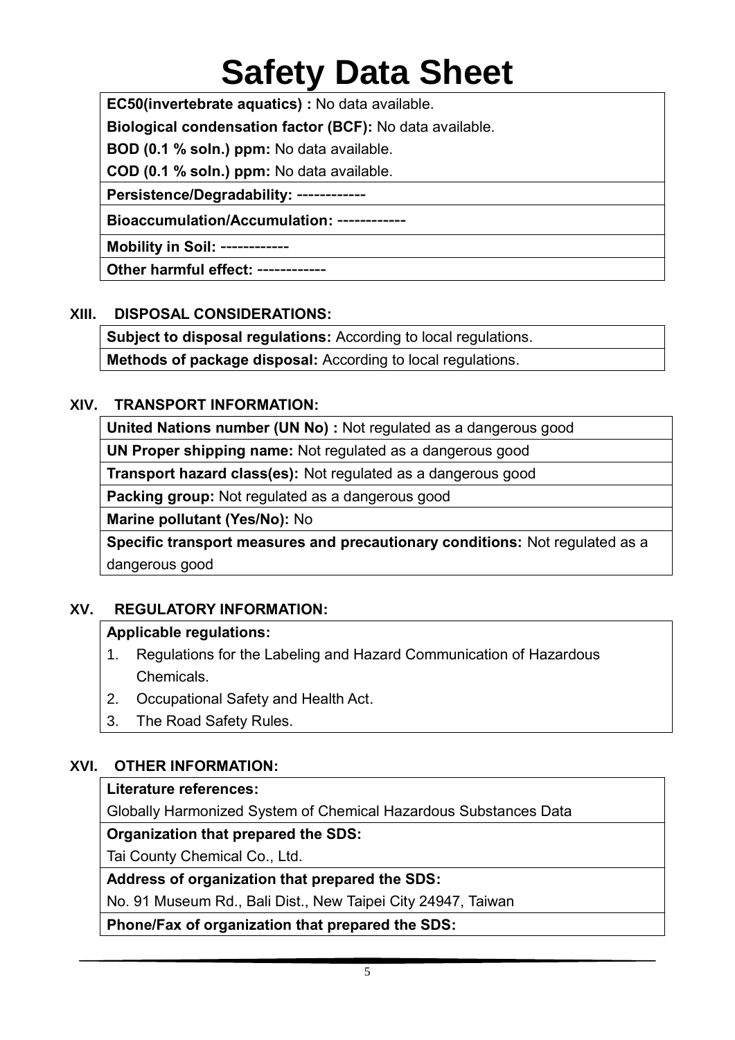# Safety Data Sheet

**EC50(invertebrate aquatics) :** No data available.

**Biological condensation factor (BCF):** No data available.

**BOD (0.1 % soln.) ppm:** No data available.

**COD (0.1 % soln.) ppm:** No data available.

**Persistence/Degradability:** ------------

**Bioaccumulation/Accumulation:** ------------

**Mobility in Soil:** ------------

**Other harmful effect:** ------------

## XIII. DISPOSAL CONSIDERATIONS:

**Subject to disposal regulations:** According to local regulations.

**Methods of package disposal:** According to local regulations.

## XIV. TRANSPORT INFORMATION:

**United Nations number (UN No) :** Not regulated as a dangerous good

**UN Proper shipping name:** Not regulated as a dangerous good

**Transport hazard class(es):** Not regulated as a dangerous good

**Packing group:** Not regulated as a dangerous good

**Marine pollutant (Yes/No):** No

**Specific transport measures and precautionary conditions:** Not regulated as a dangerous good

## XV. REGULATORY INFORMATION:

**Applicable regulations:**

1. Regulations for the Labeling and Hazard Communication of Hazardous Chemicals.
2. Occupational Safety and Health Act.
3. The Road Safety Rules.

## XVI. OTHER INFORMATION:

**Literature references:**

Globally Harmonized System of Chemical Hazardous Substances Data

**Organization that prepared the SDS:**

Tai County Chemical Co., Ltd.

**Address of organization that prepared the SDS:**

No. 91 Museum Rd., Bali Dist., New Taipei City 24947, Taiwan

**Phone/Fax of organization that prepared the SDS:**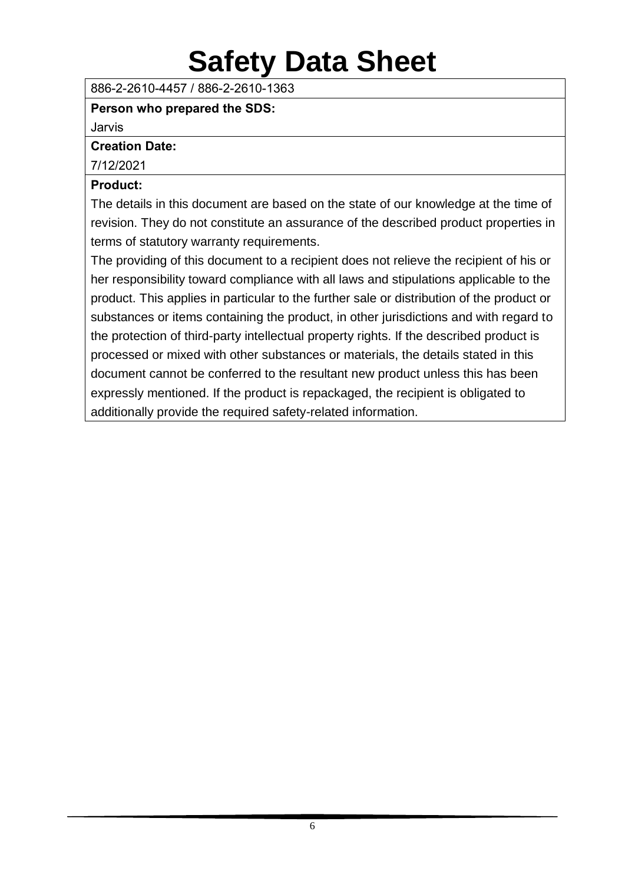# Safety Data Sheet

886-2-2610-4457 / 886-2-2610-1363

**Person who prepared the SDS:**

Jarvis

**Creation Date:**

7/12/2021

**Product:**

The details in this document are based on the state of our knowledge at the time of revision. They do not constitute an assurance of the described product properties in terms of statutory warranty requirements.

The providing of this document to a recipient does not relieve the recipient of his or her responsibility toward compliance with all laws and stipulations applicable to the product. This applies in particular to the further sale or distribution of the product or substances or items containing the product, in other jurisdictions and with regard to the protection of third-party intellectual property rights. If the described product is processed or mixed with other substances or materials, the details stated in this document cannot be conferred to the resultant new product unless this has been expressly mentioned. If the product is repackaged, the recipient is obligated to additionally provide the required safety-related information.